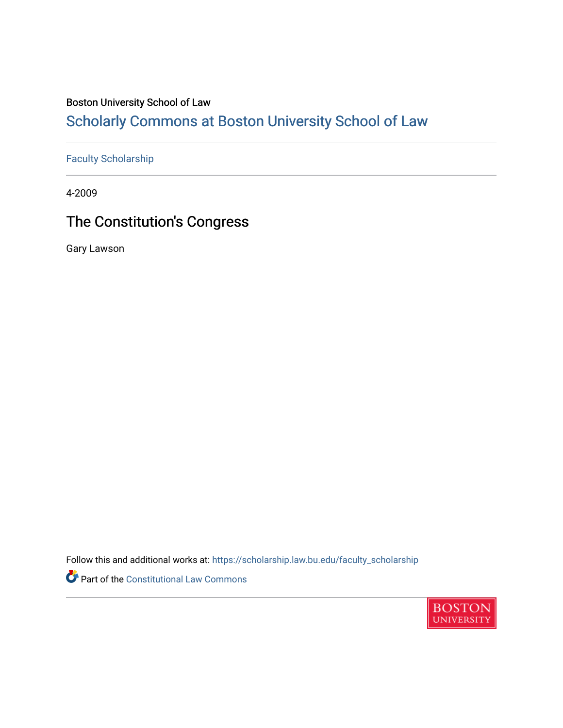Boston University School of Law

# Scholarly Commons at Boston University School of Law

Faculty Scholarship

4-2009

## The Constitution's Congress

Gary Lawson

Follow this and additional works at: https://scholarship.law.bu.edu/faculty_scholarship

Part of the Constitutional Law Commons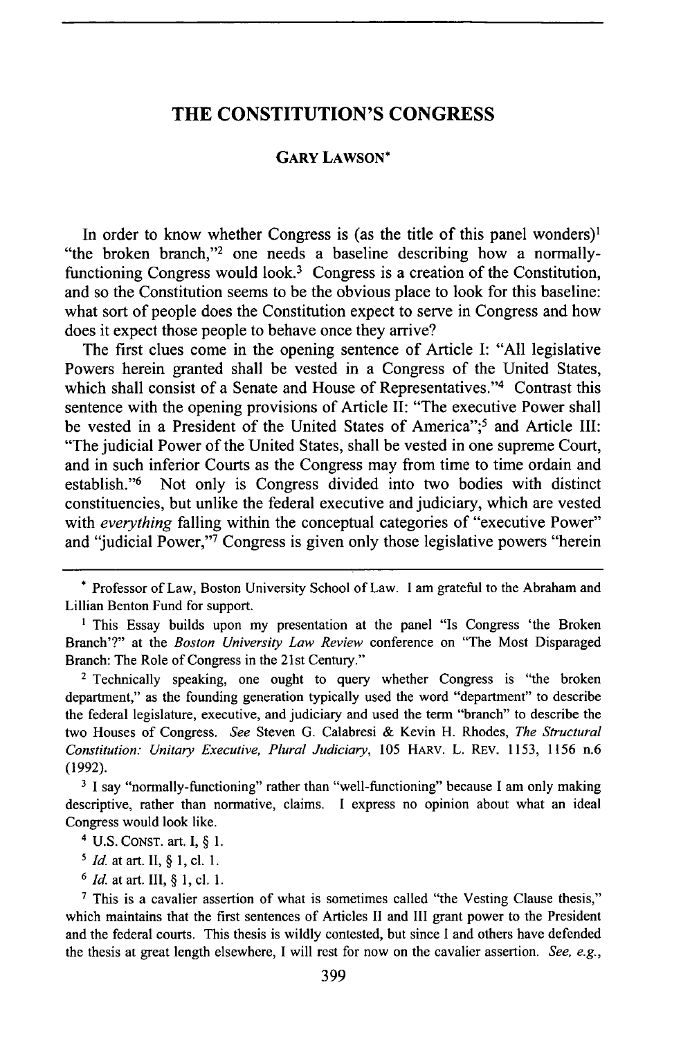# THE CONSTITUTION'S CONGRESS

**GARY LAWSON***

In order to know whether Congress is (as the title of this panel wonders)[1] "the broken branch,"[2] one needs a baseline describing how a normally-functioning Congress would look.[3] Congress is a creation of the Constitution, and so the Constitution seems to be the obvious place to look for this baseline: what sort of people does the Constitution expect to serve in Congress and how does it expect those people to behave once they arrive?

The first clues come in the opening sentence of Article I: "All legislative Powers herein granted shall be vested in a Congress of the United States, which shall consist of a Senate and House of Representatives."[4] Contrast this sentence with the opening provisions of Article II: "The executive Power shall be vested in a President of the United States of America";[5] and Article III: "The judicial Power of the United States, shall be vested in one supreme Court, and in such inferior Courts as the Congress may from time to time ordain and establish."[6] Not only is Congress divided into two bodies with distinct constituencies, but unlike the federal executive and judiciary, which are vested with *everything* falling within the conceptual categories of "executive Power" and "judicial Power,"[7] Congress is given only those legislative powers "herein

---

\* Professor of Law, Boston University School of Law. I am grateful to the Abraham and Lillian Benton Fund for support.

[1] This Essay builds upon my presentation at the panel "Is Congress 'the Broken Branch'?" at the *Boston University Law Review* conference on "The Most Disparaged Branch: The Role of Congress in the 21st Century."

[2] Technically speaking, one ought to query whether Congress is "the broken department," as the founding generation typically used the word "department" to describe the federal legislature, executive, and judiciary and used the term "branch" to describe the two Houses of Congress. *See* Steven G. Calabresi & Kevin H. Rhodes, *The Structural Constitution: Unitary Executive, Plural Judiciary*, 105 HARV. L. REV. 1153, 1156 n.6 (1992).

[3] I say "normally-functioning" rather than "well-functioning" because I am only making descriptive, rather than normative, claims. I express no opinion about what an ideal Congress would look like.

[4] U.S. CONST. art. I, § 1.

[5] *Id.* at art. II, § 1, cl. 1.

[6] *Id.* at art. III, § 1, cl. 1.

[7] This is a cavalier assertion of what is sometimes called "the Vesting Clause thesis," which maintains that the first sentences of Articles II and III grant power to the President and the federal courts. This thesis is wildly contested, but since I and others have defended the thesis at great length elsewhere, I will rest for now on the cavalier assertion. *See, e.g.*,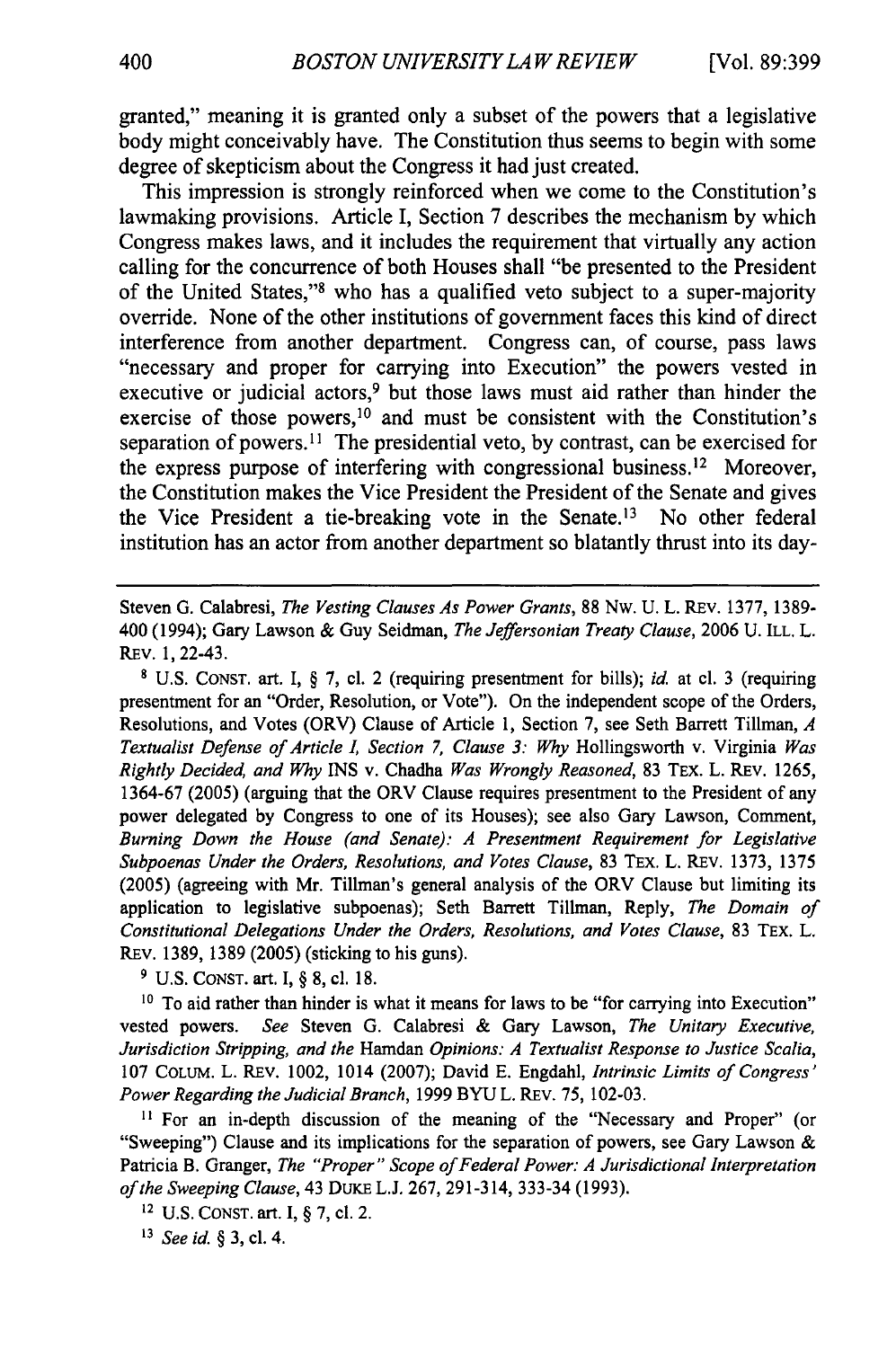granted," meaning it is granted only a subset of the powers that a legislative body might conceivably have. The Constitution thus seems to begin with some degree of skepticism about the Congress it had just created.

This impression is strongly reinforced when we come to the Constitution's lawmaking provisions. Article I, Section 7 describes the mechanism by which Congress makes laws, and it includes the requirement that virtually any action calling for the concurrence of both Houses shall "be presented to the President of the United States,"[8] who has a qualified veto subject to a super-majority override. None of the other institutions of government faces this kind of direct interference from another department. Congress can, of course, pass laws "necessary and proper for carrying into Execution" the powers vested in executive or judicial actors,[9] but those laws must aid rather than hinder the exercise of those powers,[10] and must be consistent with the Constitution's separation of powers.[11] The presidential veto, by contrast, can be exercised for the express purpose of interfering with congressional business.[12] Moreover, the Constitution makes the Vice President the President of the Senate and gives the Vice President a tie-breaking vote in the Senate.[13] No other federal institution has an actor from another department so blatantly thrust into its day-

---

Steven G. Calabresi, *The Vesting Clauses As Power Grants*, 88 NW. U. L. REV. 1377, 1389-400 (1994); Gary Lawson & Guy Seidman, *The Jeffersonian Treaty Clause*, 2006 U. ILL. L. REV. 1, 22-43.

[8] U.S. CONST. art. I, § 7, cl. 2 (requiring presentment for bills); *id.* at cl. 3 (requiring presentment for an "Order, Resolution, or Vote"). On the independent scope of the Orders, Resolutions, and Votes (ORV) Clause of Article 1, Section 7, see Seth Barrett Tillman, *A Textualist Defense of Article I, Section 7, Clause 3: Why* Hollingsworth v. Virginia *Was Rightly Decided, and Why* INS v. Chadha *Was Wrongly Reasoned*, 83 TEX. L. REV. 1265, 1364-67 (2005) (arguing that the ORV Clause requires presentment to the President of any power delegated by Congress to one of its Houses); see also Gary Lawson, Comment, *Burning Down the House (and Senate): A Presentment Requirement for Legislative Subpoenas Under the Orders, Resolutions, and Votes Clause*, 83 TEX. L. REV. 1373, 1375 (2005) (agreeing with Mr. Tillman's general analysis of the ORV Clause but limiting its application to legislative subpoenas); Seth Barrett Tillman, Reply, *The Domain of Constitutional Delegations Under the Orders, Resolutions, and Votes Clause*, 83 TEX. L. REV. 1389, 1389 (2005) (sticking to his guns).

[9] U.S. CONST. art. I, § 8, cl. 18.

[10] To aid rather than hinder is what it means for laws to be "for carrying into Execution" vested powers. *See* Steven G. Calabresi & Gary Lawson, *The Unitary Executive, Jurisdiction Stripping, and the* Hamdan *Opinions: A Textualist Response to Justice Scalia*, 107 COLUM. L. REV. 1002, 1014 (2007); David E. Engdahl, *Intrinsic Limits of Congress' Power Regarding the Judicial Branch*, 1999 BYU L. REV. 75, 102-03.

[11] For an in-depth discussion of the meaning of the "Necessary and Proper" (or "Sweeping") Clause and its implications for the separation of powers, see Gary Lawson & Patricia B. Granger, *The "Proper" Scope of Federal Power: A Jurisdictional Interpretation of the Sweeping Clause*, 43 DUKE L.J. 267, 291-314, 333-34 (1993).

[12] U.S. CONST. art. I, § 7, cl. 2.

[13] *See id.* § 3, cl. 4.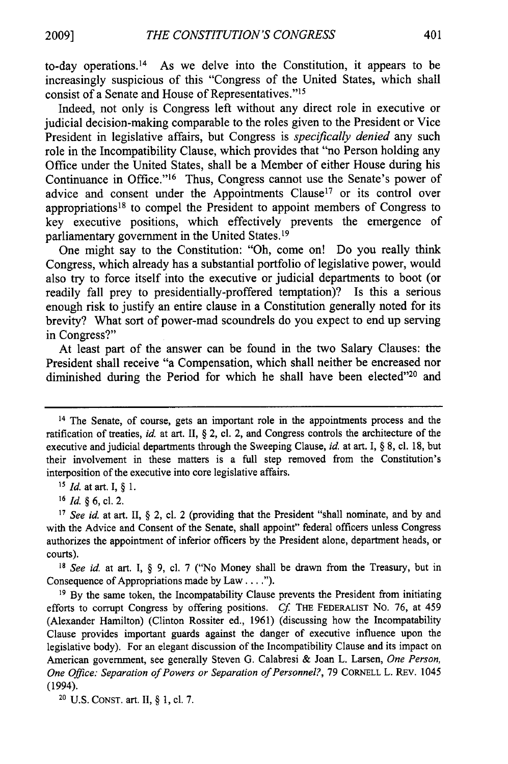to-day operations.[14] As we delve into the Constitution, it appears to be increasingly suspicious of this "Congress of the United States, which shall consist of a Senate and House of Representatives."[15]

Indeed, not only is Congress left without any direct role in executive or judicial decision-making comparable to the roles given to the President or Vice President in legislative affairs, but Congress is *specifically denied* any such role in the Incompatibility Clause, which provides that "no Person holding any Office under the United States, shall be a Member of either House during his Continuance in Office."[16] Thus, Congress cannot use the Senate's power of advice and consent under the Appointments Clause[17] or its control over appropriations[18] to compel the President to appoint members of Congress to key executive positions, which effectively prevents the emergence of parliamentary government in the United States.[19]

One might say to the Constitution: "Oh, come on! Do you really think Congress, which already has a substantial portfolio of legislative power, would also try to force itself into the executive or judicial departments to boot (or readily fall prey to presidentially-proffered temptation)? Is this a serious enough risk to justify an entire clause in a Constitution generally noted for its brevity? What sort of power-mad scoundrels do you expect to end up serving in Congress?"

At least part of the answer can be found in the two Salary Clauses: the President shall receive "a Compensation, which shall neither be encreased nor diminished during the Period for which he shall have been elected"[20] and

---

[14] The Senate, of course, gets an important role in the appointments process and the ratification of treaties, *id.* at art. II, § 2, cl. 2, and Congress controls the architecture of the executive and judicial departments through the Sweeping Clause, *id.* at art. I, § 8, cl. 18, but their involvement in these matters is a full step removed from the Constitution's interposition of the executive into core legislative affairs.

[15] *Id.* at art. I, § 1.

[16] *Id.* § 6, cl. 2.

[17] *See id.* at art. II, § 2, cl. 2 (providing that the President "shall nominate, and by and with the Advice and Consent of the Senate, shall appoint" federal officers unless Congress authorizes the appointment of inferior officers by the President alone, department heads, or courts).

[18] *See id.* at art. I, § 9, cl. 7 ("No Money shall be drawn from the Treasury, but in Consequence of Appropriations made by Law . . . .").

[19] By the same token, the Incompatability Clause prevents the President from initiating efforts to corrupt Congress by offering positions. *Cf.* THE FEDERALIST NO. 76, at 459 (Alexander Hamilton) (Clinton Rossiter ed., 1961) (discussing how the Incompatability Clause provides important guards against the danger of executive influence upon the legislative body). For an elegant discussion of the Incompatibility Clause and its impact on American government, see generally Steven G. Calabresi & Joan L. Larsen, *One Person, One Office: Separation of Powers or Separation of Personnel?*, 79 CORNELL L. REV. 1045 (1994).

[20] U.S. CONST. art. II, § 1, cl. 7.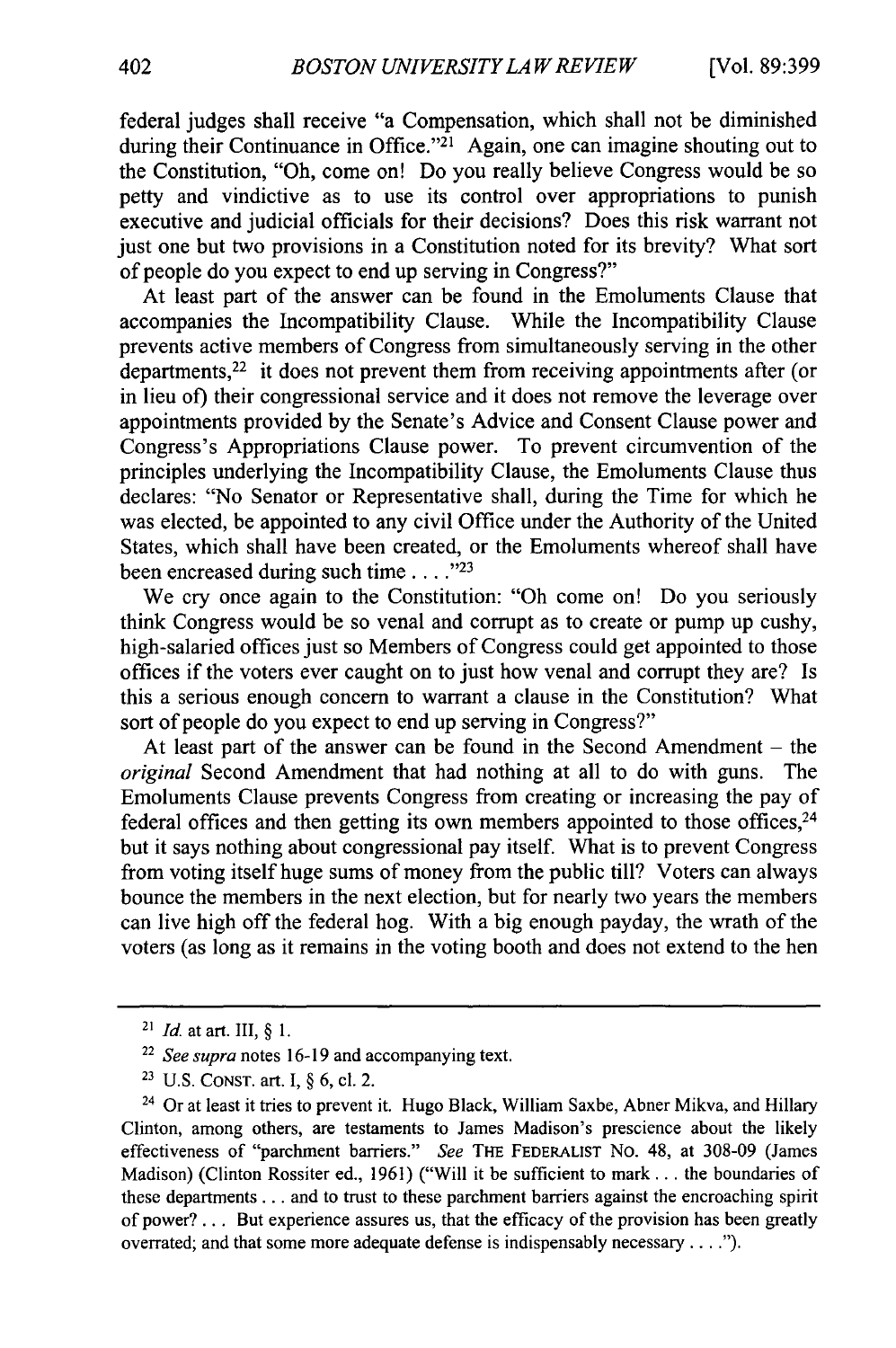federal judges shall receive "a Compensation, which shall not be diminished during their Continuance in Office."[21] Again, one can imagine shouting out to the Constitution, "Oh, come on! Do you really believe Congress would be so petty and vindictive as to use its control over appropriations to punish executive and judicial officials for their decisions? Does this risk warrant not just one but two provisions in a Constitution noted for its brevity? What sort of people do you expect to end up serving in Congress?"

At least part of the answer can be found in the Emoluments Clause that accompanies the Incompatibility Clause. While the Incompatibility Clause prevents active members of Congress from simultaneously serving in the other departments,[22] it does not prevent them from receiving appointments after (or in lieu of) their congressional service and it does not remove the leverage over appointments provided by the Senate's Advice and Consent Clause power and Congress's Appropriations Clause power. To prevent circumvention of the principles underlying the Incompatibility Clause, the Emoluments Clause thus declares: "No Senator or Representative shall, during the Time for which he was elected, be appointed to any civil Office under the Authority of the United States, which shall have been created, or the Emoluments whereof shall have been encreased during such time . . . ."[23]

We cry once again to the Constitution: "Oh come on! Do you seriously think Congress would be so venal and corrupt as to create or pump up cushy, high-salaried offices just so Members of Congress could get appointed to those offices if the voters ever caught on to just how venal and corrupt they are? Is this a serious enough concern to warrant a clause in the Constitution? What sort of people do you expect to end up serving in Congress?"

At least part of the answer can be found in the Second Amendment – the *original* Second Amendment that had nothing at all to do with guns. The Emoluments Clause prevents Congress from creating or increasing the pay of federal offices and then getting its own members appointed to those offices,[24] but it says nothing about congressional pay itself. What is to prevent Congress from voting itself huge sums of money from the public till? Voters can always bounce the members in the next election, but for nearly two years the members can live high off the federal hog. With a big enough payday, the wrath of the voters (as long as it remains in the voting booth and does not extend to the hen

---

[21] *Id.* at art. III, § 1.

[22] *See supra* notes 16-19 and accompanying text.

[23] U.S. CONST. art. I, § 6, cl. 2.

[24] Or at least it tries to prevent it. Hugo Black, William Saxbe, Abner Mikva, and Hillary Clinton, among others, are testaments to James Madison's prescience about the likely effectiveness of "parchment barriers." *See* THE FEDERALIST NO. 48, at 308-09 (James Madison) (Clinton Rossiter ed., 1961) ("Will it be sufficient to mark . . . the boundaries of these departments . . . and to trust to these parchment barriers against the encroaching spirit of power? . . . But experience assures us, that the efficacy of the provision has been greatly overrated; and that some more adequate defense is indispensably necessary . . . .").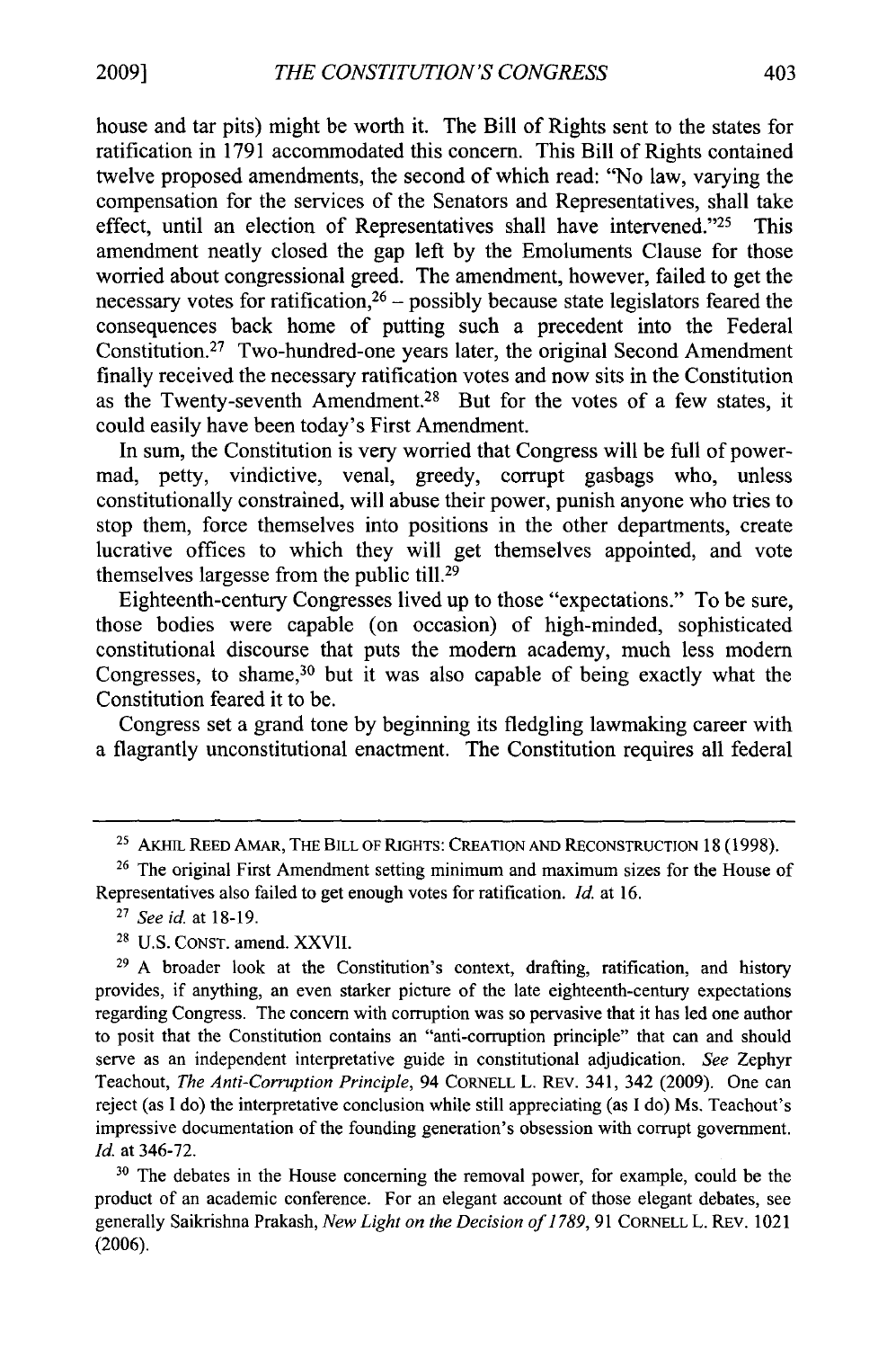house and tar pits) might be worth it. The Bill of Rights sent to the states for ratification in 1791 accommodated this concern. This Bill of Rights contained twelve proposed amendments, the second of which read: "No law, varying the compensation for the services of the Senators and Representatives, shall take effect, until an election of Representatives shall have intervened."[25] This amendment neatly closed the gap left by the Emoluments Clause for those worried about congressional greed. The amendment, however, failed to get the necessary votes for ratification,[26] – possibly because state legislators feared the consequences back home of putting such a precedent into the Federal Constitution.[27] Two-hundred-one years later, the original Second Amendment finally received the necessary ratification votes and now sits in the Constitution as the Twenty-seventh Amendment.[28] But for the votes of a few states, it could easily have been today's First Amendment.

In sum, the Constitution is very worried that Congress will be full of power-mad, petty, vindictive, venal, greedy, corrupt gasbags who, unless constitutionally constrained, will abuse their power, punish anyone who tries to stop them, force themselves into positions in the other departments, create lucrative offices to which they will get themselves appointed, and vote themselves largesse from the public till.[29]

Eighteenth-century Congresses lived up to those "expectations." To be sure, those bodies were capable (on occasion) of high-minded, sophisticated constitutional discourse that puts the modern academy, much less modern Congresses, to shame,[30] but it was also capable of being exactly what the Constitution feared it to be.

Congress set a grand tone by beginning its fledgling lawmaking career with a flagrantly unconstitutional enactment. The Constitution requires all federal

---

[25] AKHIL REED AMAR, THE BILL OF RIGHTS: CREATION AND RECONSTRUCTION 18 (1998).

[26] The original First Amendment setting minimum and maximum sizes for the House of Representatives also failed to get enough votes for ratification. *Id.* at 16.

[27] *See id.* at 18-19.

[28] U.S. CONST. amend. XXVII.

[29] A broader look at the Constitution's context, drafting, ratification, and history provides, if anything, an even starker picture of the late eighteenth-century expectations regarding Congress. The concern with corruption was so pervasive that it has led one author to posit that the Constitution contains an "anti-corruption principle" that can and should serve as an independent interpretative guide in constitutional adjudication. *See* Zephyr Teachout, *The Anti-Corruption Principle*, 94 CORNELL L. REV. 341, 342 (2009). One can reject (as I do) the interpretative conclusion while still appreciating (as I do) Ms. Teachout's impressive documentation of the founding generation's obsession with corrupt government. *Id.* at 346-72.

[30] The debates in the House concerning the removal power, for example, could be the product of an academic conference. For an elegant account of those elegant debates, see generally Saikrishna Prakash, *New Light on the Decision of 1789*, 91 CORNELL L. REV. 1021 (2006).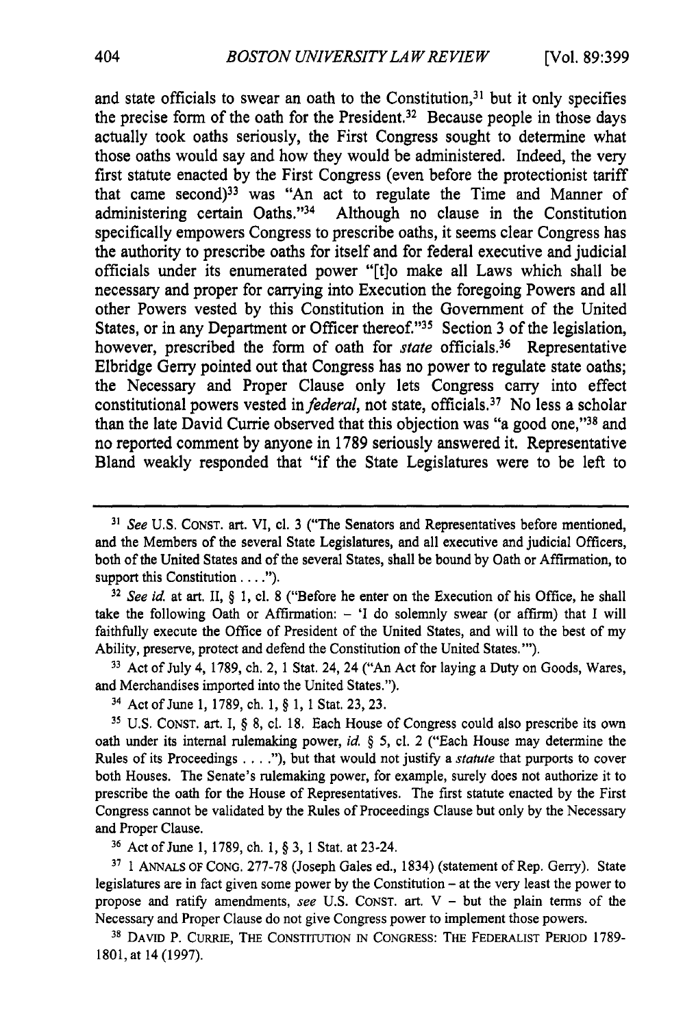and state officials to swear an oath to the Constitution,[31] but it only specifies the precise form of the oath for the President.[32] Because people in those days actually took oaths seriously, the First Congress sought to determine what those oaths would say and how they would be administered. Indeed, the very first statute enacted by the First Congress (even before the protectionist tariff that came second)[33] was "An act to regulate the Time and Manner of administering certain Oaths."[34] Although no clause in the Constitution specifically empowers Congress to prescribe oaths, it seems clear Congress has the authority to prescribe oaths for itself and for federal executive and judicial officials under its enumerated power "[t]o make all Laws which shall be necessary and proper for carrying into Execution the foregoing Powers and all other Powers vested by this Constitution in the Government of the United States, or in any Department or Officer thereof."[35] Section 3 of the legislation, however, prescribed the form of oath for *state* officials.[36] Representative Elbridge Gerry pointed out that Congress has no power to regulate state oaths; the Necessary and Proper Clause only lets Congress carry into effect constitutional powers vested in *federal*, not state, officials.[37] No less a scholar than the late David Currie observed that this objection was "a good one,"[38] and no reported comment by anyone in 1789 seriously answered it. Representative Bland weakly responded that "if the State Legislatures were to be left to

---

[31] *See* U.S. CONST. art. VI, cl. 3 ("The Senators and Representatives before mentioned, and the Members of the several State Legislatures, and all executive and judicial Officers, both of the United States and of the several States, shall be bound by Oath or Affirmation, to support this Constitution . . . .").

[32] *See id.* at art. II, § 1, cl. 8 ("Before he enter on the Execution of his Office, he shall take the following Oath or Affirmation: – 'I do solemnly swear (or affirm) that I will faithfully execute the Office of President of the United States, and will to the best of my Ability, preserve, protect and defend the Constitution of the United States.'").

[33] Act of July 4, 1789, ch. 2, 1 Stat. 24, 24 ("An Act for laying a Duty on Goods, Wares, and Merchandises imported into the United States.").

[34] Act of June 1, 1789, ch. 1, § 1, 1 Stat. 23, 23.

[35] U.S. CONST. art. I, § 8, cl. 18. Each House of Congress could also prescribe its own oath under its internal rulemaking power, *id.* § 5, cl. 2 ("Each House may determine the Rules of its Proceedings . . . ."), but that would not justify a *statute* that purports to cover both Houses. The Senate's rulemaking power, for example, surely does not authorize it to prescribe the oath for the House of Representatives. The first statute enacted by the First Congress cannot be validated by the Rules of Proceedings Clause but only by the Necessary and Proper Clause.

[36] Act of June 1, 1789, ch. 1, § 3, 1 Stat. at 23-24.

[37] 1 ANNALS OF CONG. 277-78 (Joseph Gales ed., 1834) (statement of Rep. Gerry). State legislatures are in fact given some power by the Constitution – at the very least the power to propose and ratify amendments, *see* U.S. CONST. art. V – but the plain terms of the Necessary and Proper Clause do not give Congress power to implement those powers.

[38] DAVID P. CURRIE, THE CONSTITUTION IN CONGRESS: THE FEDERALIST PERIOD 1789-1801, at 14 (1997).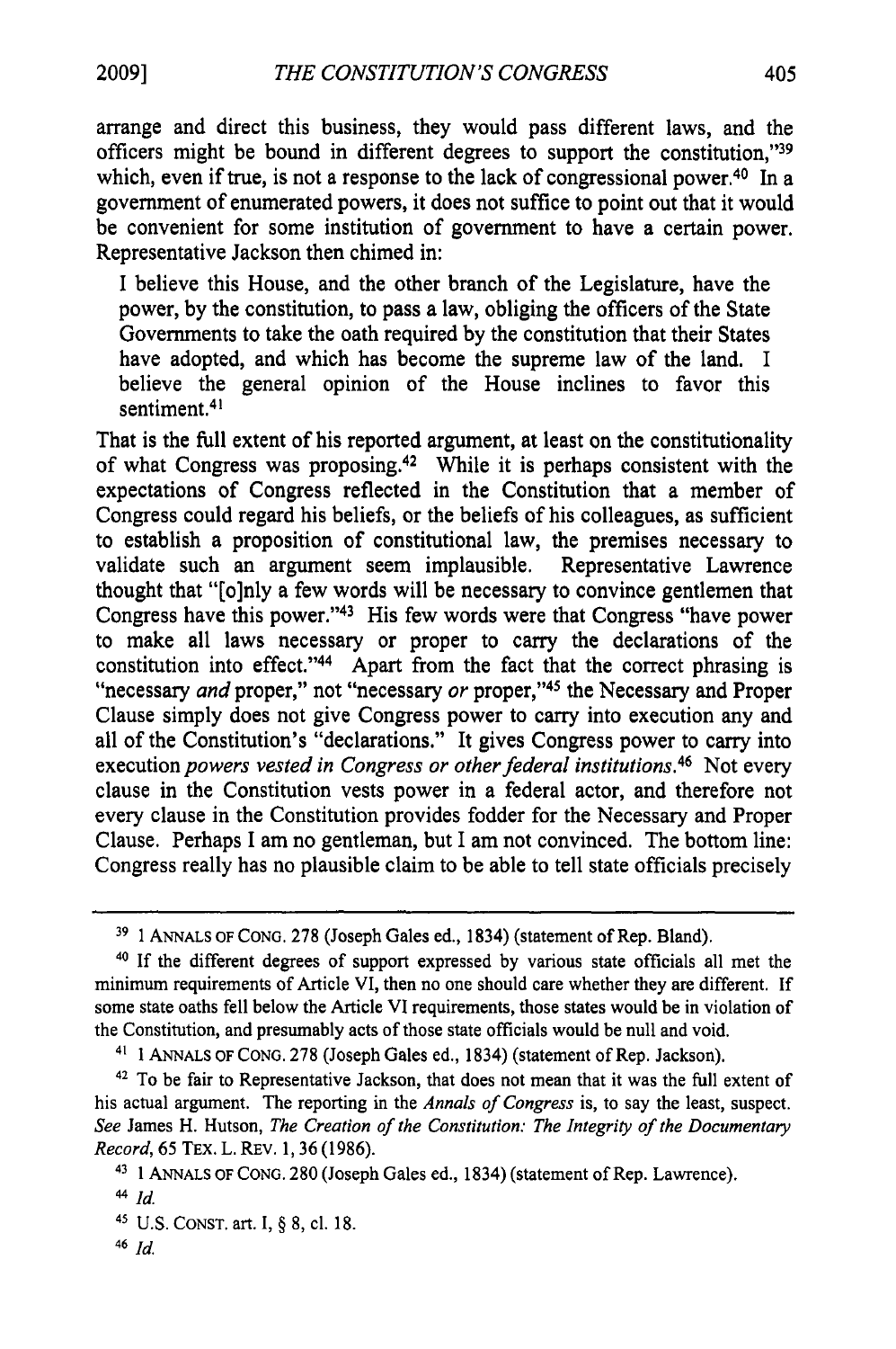arrange and direct this business, they would pass different laws, and the officers might be bound in different degrees to support the constitution,"[39] which, even if true, is not a response to the lack of congressional power.[40] In a government of enumerated powers, it does not suffice to point out that it would be convenient for some institution of government to have a certain power. Representative Jackson then chimed in:

> I believe this House, and the other branch of the Legislature, have the power, by the constitution, to pass a law, obliging the officers of the State Governments to take the oath required by the constitution that their States have adopted, and which has become the supreme law of the land. I believe the general opinion of the House inclines to favor this sentiment.[41]

That is the full extent of his reported argument, at least on the constitutionality of what Congress was proposing.[42] While it is perhaps consistent with the expectations of Congress reflected in the Constitution that a member of Congress could regard his beliefs, or the beliefs of his colleagues, as sufficient to establish a proposition of constitutional law, the premises necessary to validate such an argument seem implausible. Representative Lawrence thought that "[o]nly a few words will be necessary to convince gentlemen that Congress have this power."[43] His few words were that Congress "have power to make all laws necessary or proper to carry the declarations of the constitution into effect."[44] Apart from the fact that the correct phrasing is "necessary *and* proper," not "necessary *or* proper,"[45] the Necessary and Proper Clause simply does not give Congress power to carry into execution any and all of the Constitution's "declarations." It gives Congress power to carry into execution *powers vested in Congress or other federal institutions*.[46] Not every clause in the Constitution vests power in a federal actor, and therefore not every clause in the Constitution provides fodder for the Necessary and Proper Clause. Perhaps I am no gentleman, but I am not convinced. The bottom line: Congress really has no plausible claim to be able to tell state officials precisely

---

[39] 1 ANNALS OF CONG. 278 (Joseph Gales ed., 1834) (statement of Rep. Bland).

[40] If the different degrees of support expressed by various state officials all met the minimum requirements of Article VI, then no one should care whether they are different. If some state oaths fell below the Article VI requirements, those states would be in violation of the Constitution, and presumably acts of those state officials would be null and void.

[41] 1 ANNALS OF CONG. 278 (Joseph Gales ed., 1834) (statement of Rep. Jackson).

[42] To be fair to Representative Jackson, that does not mean that it was the full extent of his actual argument. The reporting in the *Annals of Congress* is, to say the least, suspect. *See* James H. Hutson, *The Creation of the Constitution: The Integrity of the Documentary Record*, 65 TEX. L. REV. 1, 36 (1986).

[43] 1 ANNALS OF CONG. 280 (Joseph Gales ed., 1834) (statement of Rep. Lawrence).

[44] *Id.*

[45] U.S. CONST. art. I, § 8, cl. 18.

[46] *Id.*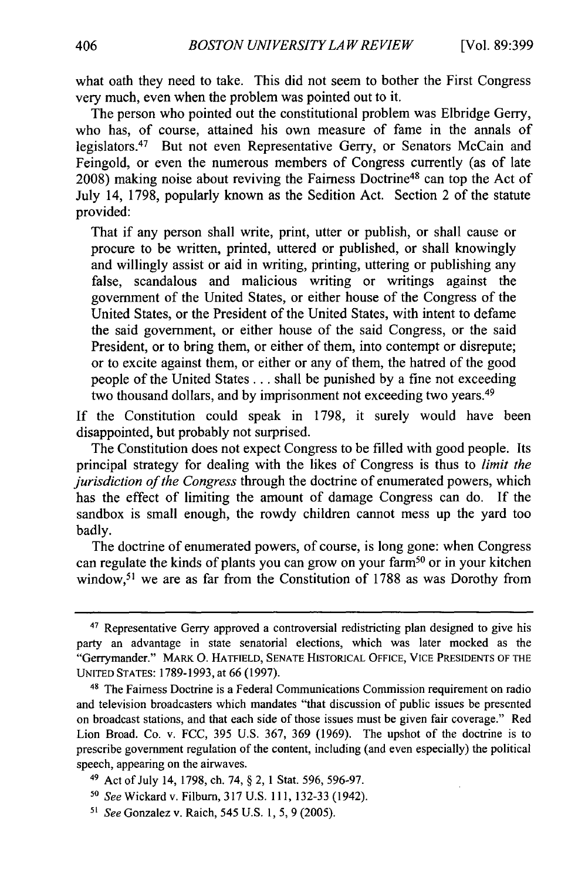what oath they need to take. This did not seem to bother the First Congress very much, even when the problem was pointed out to it.

The person who pointed out the constitutional problem was Elbridge Gerry, who has, of course, attained his own measure of fame in the annals of legislators.[47] But not even Representative Gerry, or Senators McCain and Feingold, or even the numerous members of Congress currently (as of late 2008) making noise about reviving the Fairness Doctrine[48] can top the Act of July 14, 1798, popularly known as the Sedition Act. Section 2 of the statute provided:

> That if any person shall write, print, utter or publish, or shall cause or procure to be written, printed, uttered or published, or shall knowingly and willingly assist or aid in writing, printing, uttering or publishing any false, scandalous and malicious writing or writings against the government of the United States, or either house of the Congress of the United States, or the President of the United States, with intent to defame the said government, or either house of the said Congress, or the said President, or to bring them, or either of them, into contempt or disrepute; or to excite against them, or either or any of them, the hatred of the good people of the United States . . . shall be punished by a fine not exceeding two thousand dollars, and by imprisonment not exceeding two years.[49]

If the Constitution could speak in 1798, it surely would have been disappointed, but probably not surprised.

The Constitution does not expect Congress to be filled with good people. Its principal strategy for dealing with the likes of Congress is thus to *limit the jurisdiction of the Congress* through the doctrine of enumerated powers, which has the effect of limiting the amount of damage Congress can do. If the sandbox is small enough, the rowdy children cannot mess up the yard too badly.

The doctrine of enumerated powers, of course, is long gone: when Congress can regulate the kinds of plants you can grow on your farm[50] or in your kitchen window,[51] we are as far from the Constitution of 1788 as was Dorothy from

---

[47] Representative Gerry approved a controversial redistricting plan designed to give his party an advantage in state senatorial elections, which was later mocked as the "Gerrymander." MARK O. HATFIELD, SENATE HISTORICAL OFFICE, VICE PRESIDENTS OF THE UNITED STATES: 1789-1993, at 66 (1997).

[48] The Fairness Doctrine is a Federal Communications Commission requirement on radio and television broadcasters which mandates "that discussion of public issues be presented on broadcast stations, and that each side of those issues must be given fair coverage." Red Lion Broad. Co. v. FCC, 395 U.S. 367, 369 (1969). The upshot of the doctrine is to prescribe government regulation of the content, including (and even especially) the political speech, appearing on the airwaves.

[49] Act of July 14, 1798, ch. 74, § 2, 1 Stat. 596, 596-97.

[50] *See* Wickard v. Filburn, 317 U.S. 111, 132-33 (1942).

[51] *See* Gonzalez v. Raich, 545 U.S. 1, 5, 9 (2005).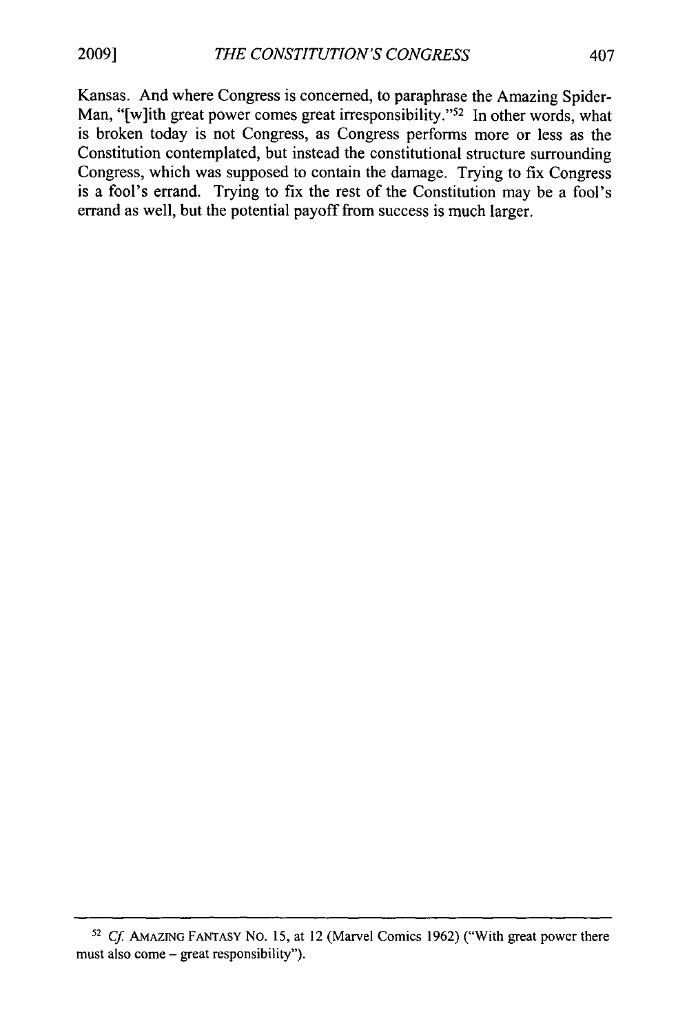Kansas. And where Congress is concerned, to paraphrase the Amazing Spider-Man, "[w]ith great power comes great irresponsibility."[52] In other words, what is broken today is not Congress, as Congress performs more or less as the Constitution contemplated, but instead the constitutional structure surrounding Congress, which was supposed to contain the damage. Trying to fix Congress is a fool's errand. Trying to fix the rest of the Constitution may be a fool's errand as well, but the potential payoff from success is much larger.

---

[52] *Cf.* AMAZING FANTASY NO. 15, at 12 (Marvel Comics 1962) ("With great power there must also come – great responsibility").